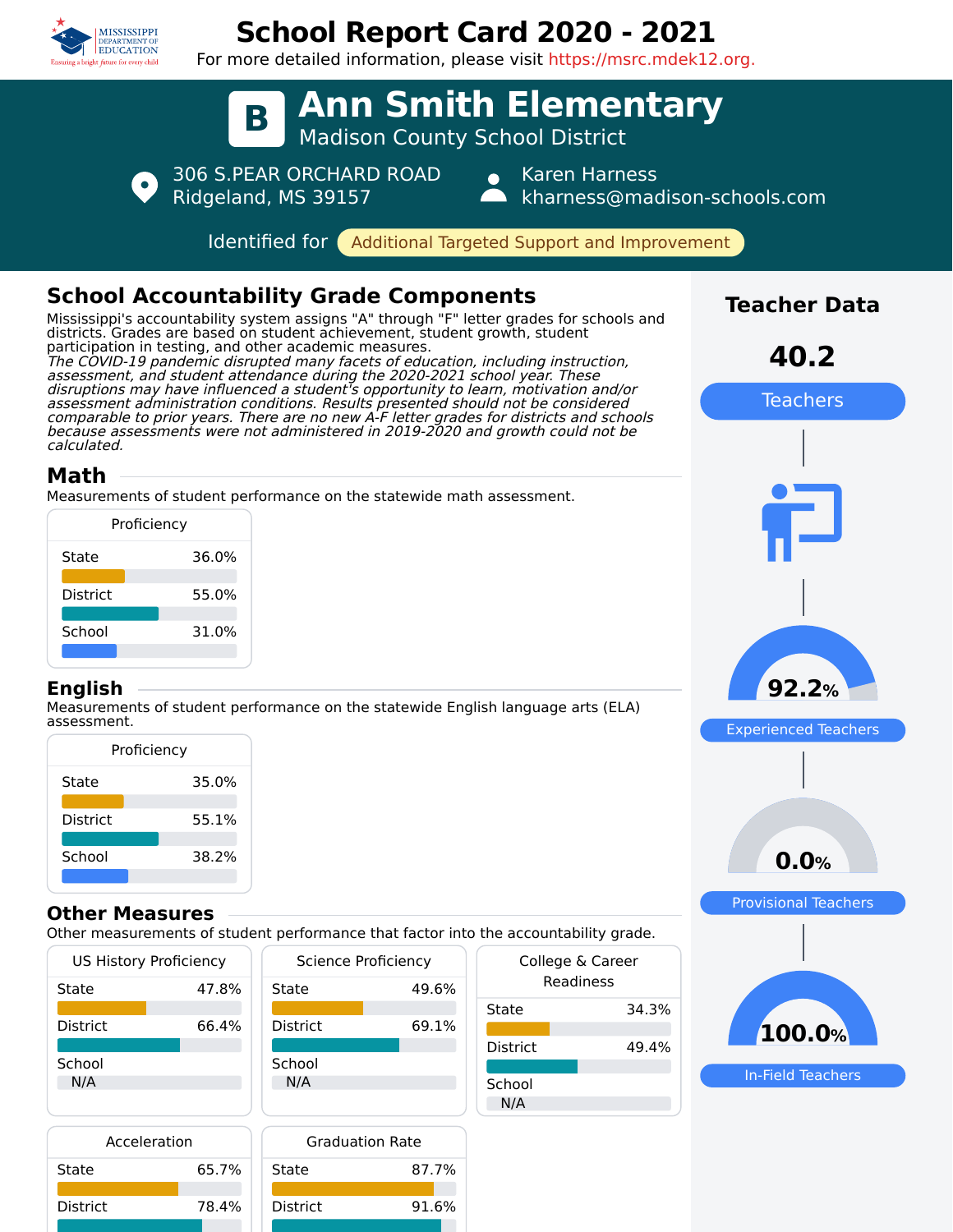# School Report Card 2020 - 2021

For more detailed information, please visit https://msrc.mdek12.org.

## B Ann Smith Elementary

Madison County School District

306 S.PEAR ORCHARD ROAD
Ridgeland, MS 39157

Karen Harness
kharness@madison-schools.com

Identified for **Additional Targeted Support and Improvement**

## School Accountability Grade Components

Mississippi's accountability system assigns "A" through "F" letter grades for schools and districts. Grades are based on student achievement, student growth, student participation in testing, and other academic measures.

*The COVID-19 pandemic disrupted many facets of education, including instruction, assessment, and student attendance during the 2020-2021 school year. These disruptions may have influenced a student's opportunity to learn, motivation and/or assessment administration conditions. Results presented should not be considered comparable to prior years. There are no new A-F letter grades for districts and schools because assessments were not administered in 2019-2020 and growth could not be calculated.*

### Math

Measurements of student performance on the statewide math assessment.

| Proficiency | |
|---|---|
| State | 36.0% |
| District | 55.0% |
| School | 31.0% |

### English

Measurements of student performance on the statewide English language arts (ELA) assessment.

| Proficiency | |
|---|---|
| State | 35.0% |
| District | 55.1% |
| School | 38.2% |

### Other Measures

Other measurements of student performance that factor into the accountability grade.

| US History Proficiency | |
|---|---|
| State | 47.8% |
| District | 66.4% |
| School | N/A |

| Science Proficiency | |
|---|---|
| State | 49.6% |
| District | 69.1% |
| School | N/A |

| College & Career Readiness | |
|---|---|
| State | 34.3% |
| District | 49.4% |
| School | N/A |

| Acceleration | |
|---|---|
| State | 65.7% |
| District | 78.4% |

| Graduation Rate | |
|---|---|
| State | 87.7% |
| District | 91.6% |

## Teacher Data

**40.2** Teachers

**92.2%** Experienced Teachers

**0.0%** Provisional Teachers

**100.0%** In-Field Teachers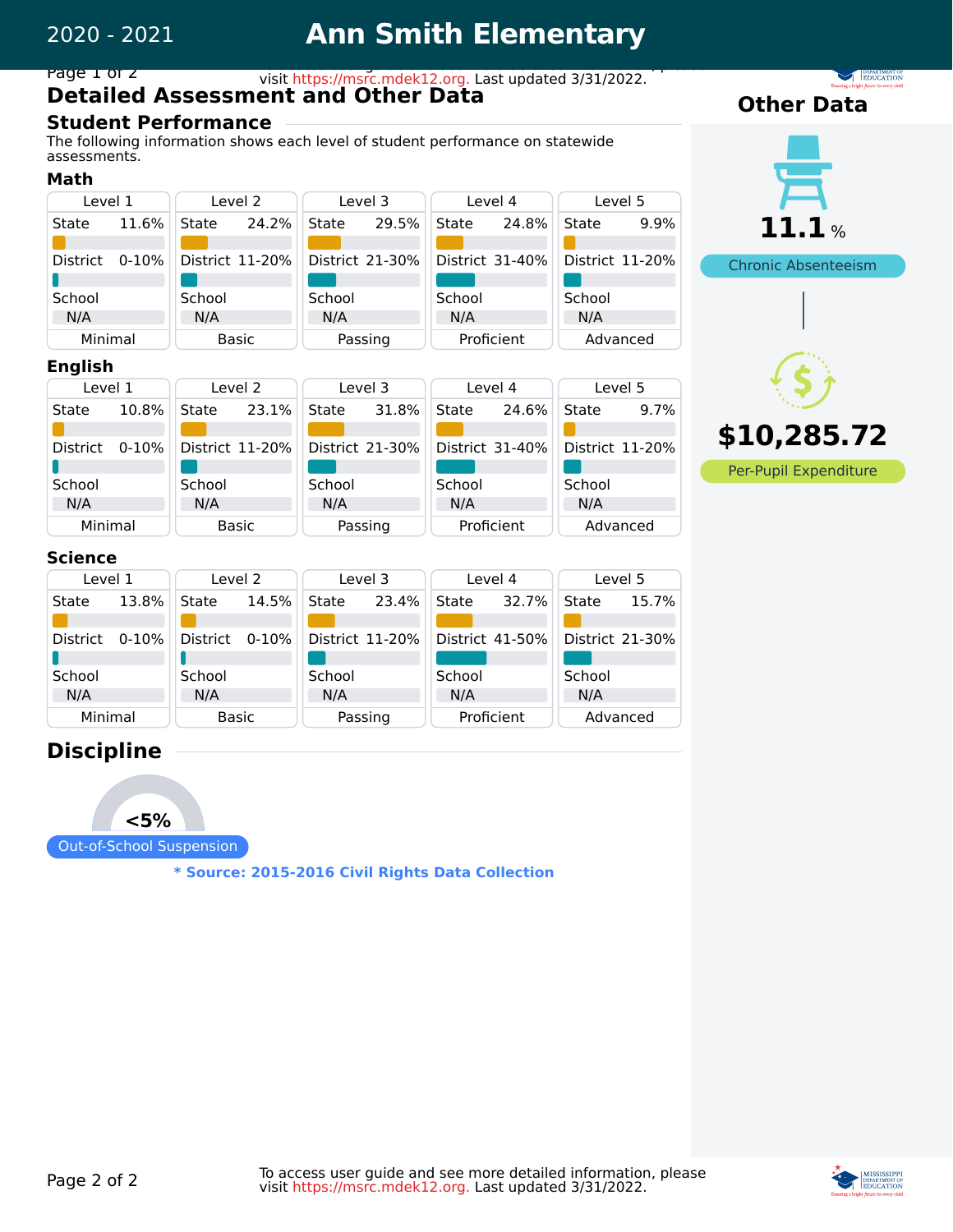# Ann Smith Elementary

2020 - 2021

## Detailed Assessment and Other Data

### Student Performance

The following information shows each level of student performance on statewide assessments.

#### Math

| | Level 1 | Level 2 | Level 3 | Level 4 | Level 5 |
|---|---|---|---|---|---|
| State | 11.6% | 24.2% | 29.5% | 24.8% | 9.9% |
| District | 0-10% | 11-20% | 21-30% | 31-40% | 11-20% |
| School | N/A | N/A | N/A | N/A | N/A |
| | Minimal | Basic | Passing | Proficient | Advanced |

#### English

| | Level 1 | Level 2 | Level 3 | Level 4 | Level 5 |
|---|---|---|---|---|---|
| State | 10.8% | 23.1% | 31.8% | 24.6% | 9.7% |
| District | 0-10% | 11-20% | 21-30% | 31-40% | 11-20% |
| School | N/A | N/A | N/A | N/A | N/A |
| | Minimal | Basic | Passing | Proficient | Advanced |

#### Science

| | Level 1 | Level 2 | Level 3 | Level 4 | Level 5 |
|---|---|---|---|---|---|
| State | 13.8% | 14.5% | 23.4% | 32.7% | 15.7% |
| District | 0-10% | 0-10% | 11-20% | 41-50% | 21-30% |
| School | N/A | N/A | N/A | N/A | N/A |
| | Minimal | Basic | Passing | Proficient | Advanced |

### Discipline

<5%

Out-of-School Suspension

*** Source: 2015-2016 Civil Rights Data Collection**

## Other Data

11.1 %

Chronic Absenteeism

$10,285.72

Per-Pupil Expenditure

To access user guide and see more detailed information, please visit https://msrc.mdek12.org. Last updated 3/31/2022.